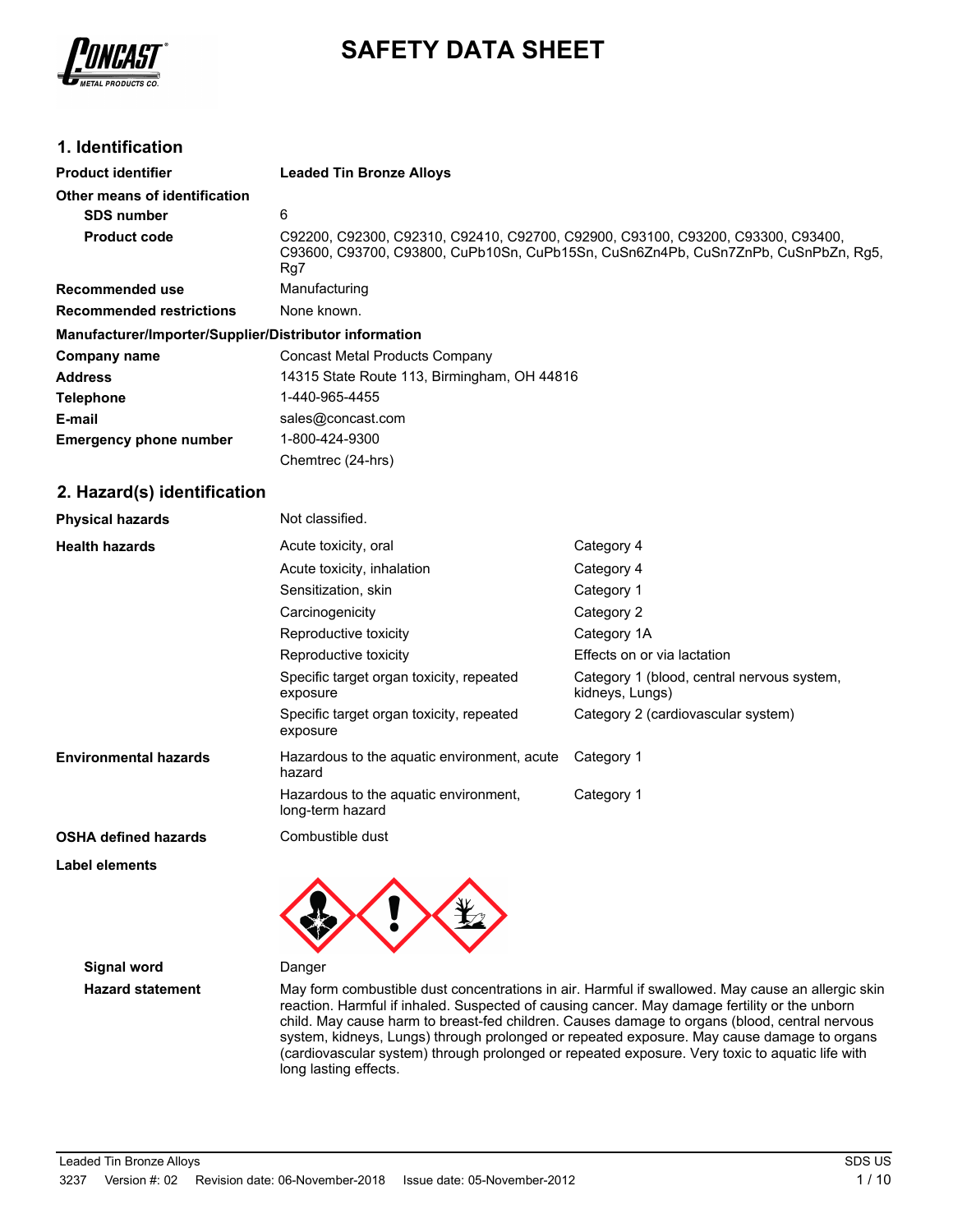# SAFETY DATA SHEET

## 1. Identification

| | |
|---|---|
| **Product identifier** | **Leaded Tin Bronze Alloys** |
| **Other means of identification** | |
| **SDS number** | 6 |
| **Product code** | C92200, C92300, C92310, C92410, C92700, C92900, C93100, C93200, C93300, C93400, C93600, C93700, C93800, CuPb10Sn, CuPb15Sn, CuSn6Zn4Pb, CuSn7ZnPb, CuSnPbZn, Rg5, Rg7 |
| **Recommended use** | Manufacturing |
| **Recommended restrictions** | None known. |

**Manufacturer/Importer/Supplier/Distributor information**

| | |
|---|---|
| **Company name** | Concast Metal Products Company |
| **Address** | 14315 State Route 113, Birmingham, OH 44816 |
| **Telephone** | 1-440-965-4455 |
| **E-mail** | sales@concast.com |
| **Emergency phone number** | 1-800-424-9300 |
| | Chemtrec (24-hrs) |

## 2. Hazard(s) identification

| | | |
|---|---|---|
| **Physical hazards** | Not classified. | |
| **Health hazards** | Acute toxicity, oral | Category 4 |
| | Acute toxicity, inhalation | Category 4 |
| | Sensitization, skin | Category 1 |
| | Carcinogenicity | Category 2 |
| | Reproductive toxicity | Category 1A |
| | Reproductive toxicity | Effects on or via lactation |
| | Specific target organ toxicity, repeated exposure | Category 1 (blood, central nervous system, kidneys, Lungs) |
| | Specific target organ toxicity, repeated exposure | Category 2 (cardiovascular system) |
| **Environmental hazards** | Hazardous to the aquatic environment, acute hazard | Category 1 |
| | Hazardous to the aquatic environment, long-term hazard | Category 1 |
| **OSHA defined hazards** | Combustible dust | |

**Label elements**

**Signal word** Danger

**Hazard statement** May form combustible dust concentrations in air. Harmful if swallowed. May cause an allergic skin reaction. Harmful if inhaled. Suspected of causing cancer. May damage fertility or the unborn child. May cause harm to breast-fed children. Causes damage to organs (blood, central nervous system, kidneys, Lungs) through prolonged or repeated exposure. May cause damage to organs (cardiovascular system) through prolonged or repeated exposure. Very toxic to aquatic life with long lasting effects.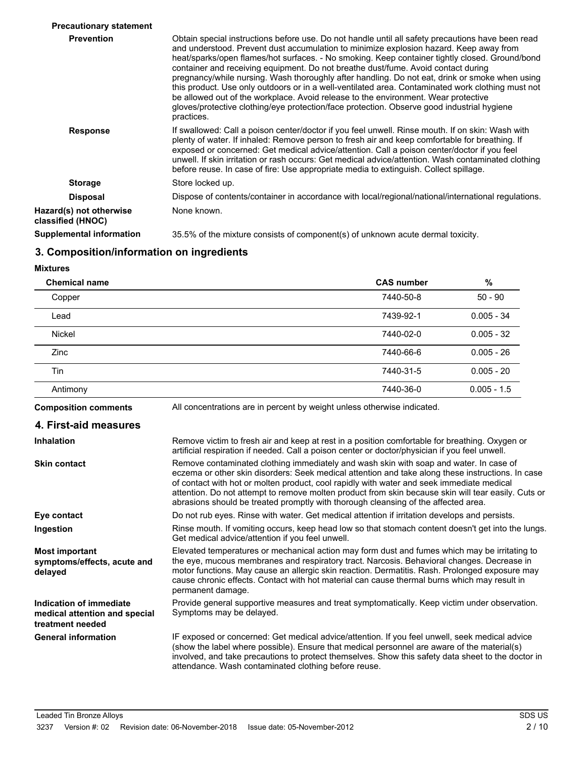**Precautionary statement**

**Prevention**

Obtain special instructions before use. Do not handle until all safety precautions have been read and understood. Prevent dust accumulation to minimize explosion hazard. Keep away from heat/sparks/open flames/hot surfaces. - No smoking. Keep container tightly closed. Ground/bond container and receiving equipment. Do not breathe dust/fume. Avoid contact during pregnancy/while nursing. Wash thoroughly after handling. Do not eat, drink or smoke when using this product. Use only outdoors or in a well-ventilated area. Contaminated work clothing must not be allowed out of the workplace. Avoid release to the environment. Wear protective gloves/protective clothing/eye protection/face protection. Observe good industrial hygiene practices.

**Response**

If swallowed: Call a poison center/doctor if you feel unwell. Rinse mouth. If on skin: Wash with plenty of water. If inhaled: Remove person to fresh air and keep comfortable for breathing. If exposed or concerned: Get medical advice/attention. Call a poison center/doctor if you feel unwell. If skin irritation or rash occurs: Get medical advice/attention. Wash contaminated clothing before reuse. In case of fire: Use appropriate media to extinguish. Collect spillage.

**Storage**

Store locked up.

**Disposal**

Dispose of contents/container in accordance with local/regional/national/international regulations.

**Hazard(s) not otherwise classified (HNOC)**

None known.

**Supplemental information**

35.5% of the mixture consists of component(s) of unknown acute dermal toxicity.

## 3. Composition/information on ingredients

**Mixtures**

| Chemical name | CAS number | % |
|---|---|---|
| Copper | 7440-50-8 | 50 - 90 |
| Lead | 7439-92-1 | 0.005 - 34 |
| Nickel | 7440-02-0 | 0.005 - 32 |
| Zinc | 7440-66-6 | 0.005 - 26 |
| Tin | 7440-31-5 | 0.005 - 20 |
| Antimony | 7440-36-0 | 0.005 - 1.5 |

**Composition comments**

All concentrations are in percent by weight unless otherwise indicated.

## 4. First-aid measures

**Inhalation**

Remove victim to fresh air and keep at rest in a position comfortable for breathing. Oxygen or artificial respiration if needed. Call a poison center or doctor/physician if you feel unwell.

**Skin contact**

Remove contaminated clothing immediately and wash skin with soap and water. In case of eczema or other skin disorders: Seek medical attention and take along these instructions. In case of contact with hot or molten product, cool rapidly with water and seek immediate medical attention. Do not attempt to remove molten product from skin because skin will tear easily. Cuts or abrasions should be treated promptly with thorough cleansing of the affected area.

**Eye contact**

Do not rub eyes. Rinse with water. Get medical attention if irritation develops and persists.

**Ingestion**

Rinse mouth. If vomiting occurs, keep head low so that stomach content doesn't get into the lungs. Get medical advice/attention if you feel unwell.

**Most important symptoms/effects, acute and delayed**

Elevated temperatures or mechanical action may form dust and fumes which may be irritating to the eye, mucous membranes and respiratory tract. Narcosis. Behavioral changes. Decrease in motor functions. May cause an allergic skin reaction. Dermatitis. Rash. Prolonged exposure may cause chronic effects. Contact with hot material can cause thermal burns which may result in permanent damage.

**Indication of immediate medical attention and special treatment needed**

Provide general supportive measures and treat symptomatically. Keep victim under observation. Symptoms may be delayed.

**General information**

IF exposed or concerned: Get medical advice/attention. If you feel unwell, seek medical advice (show the label where possible). Ensure that medical personnel are aware of the material(s) involved, and take precautions to protect themselves. Show this safety data sheet to the doctor in attendance. Wash contaminated clothing before reuse.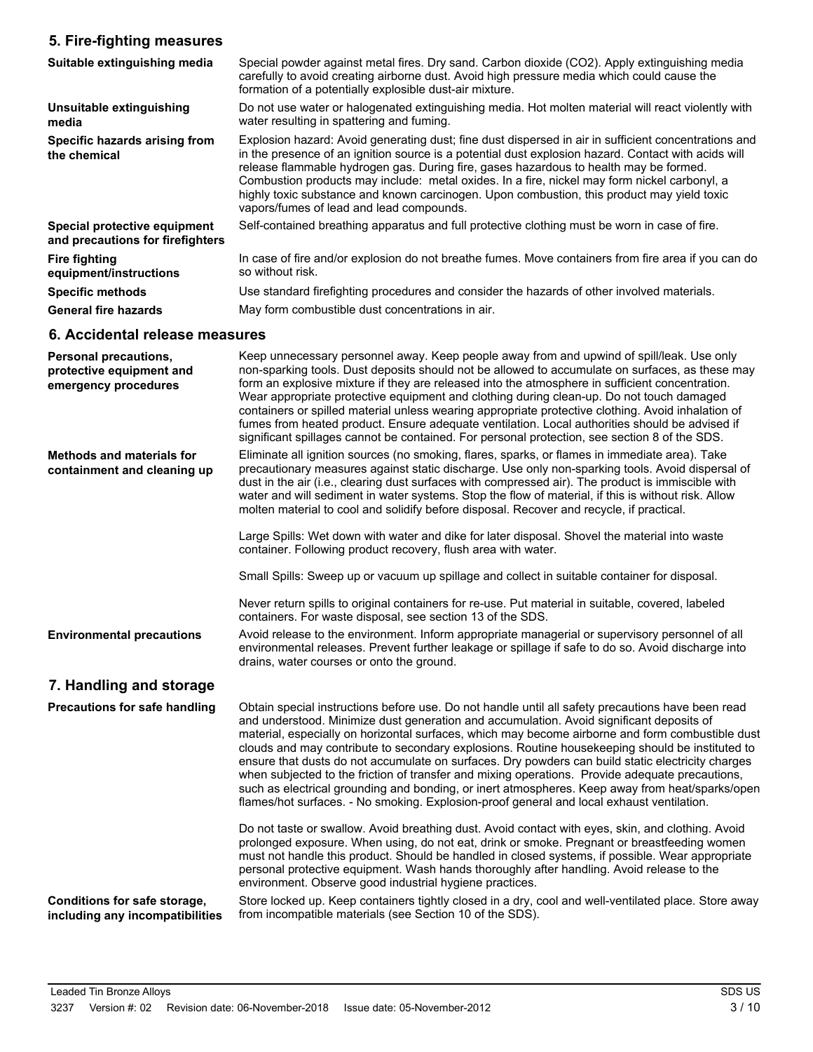## 5. Fire-fighting measures

**Suitable extinguishing media**
Special powder against metal fires. Dry sand. Carbon dioxide (CO2). Apply extinguishing media carefully to avoid creating airborne dust. Avoid high pressure media which could cause the formation of a potentially explosible dust-air mixture.

**Unsuitable extinguishing media**
Do not use water or halogenated extinguishing media. Hot molten material will react violently with water resulting in spattering and fuming.

**Specific hazards arising from the chemical**
Explosion hazard: Avoid generating dust; fine dust dispersed in air in sufficient concentrations and in the presence of an ignition source is a potential dust explosion hazard. Contact with acids will release flammable hydrogen gas. During fire, gases hazardous to health may be formed. Combustion products may include: metal oxides. In a fire, nickel may form nickel carbonyl, a highly toxic substance and known carcinogen. Upon combustion, this product may yield toxic vapors/fumes of lead and lead compounds.

**Special protective equipment and precautions for firefighters**
Self-contained breathing apparatus and full protective clothing must be worn in case of fire.

**Fire fighting equipment/instructions**
In case of fire and/or explosion do not breathe fumes. Move containers from fire area if you can do so without risk.

**Specific methods**
Use standard firefighting procedures and consider the hazards of other involved materials.

**General fire hazards**
May form combustible dust concentrations in air.

## 6. Accidental release measures

**Personal precautions, protective equipment and emergency procedures**
Keep unnecessary personnel away. Keep people away from and upwind of spill/leak. Use only non-sparking tools. Dust deposits should not be allowed to accumulate on surfaces, as these may form an explosive mixture if they are released into the atmosphere in sufficient concentration. Wear appropriate protective equipment and clothing during clean-up. Do not touch damaged containers or spilled material unless wearing appropriate protective clothing. Avoid inhalation of fumes from heated product. Ensure adequate ventilation. Local authorities should be advised if significant spillages cannot be contained. For personal protection, see section 8 of the SDS.

**Methods and materials for containment and cleaning up**
Eliminate all ignition sources (no smoking, flares, sparks, or flames in immediate area). Take precautionary measures against static discharge. Use only non-sparking tools. Avoid dispersal of dust in the air (i.e., clearing dust surfaces with compressed air). The product is immiscible with water and will sediment in water systems. Stop the flow of material, if this is without risk. Allow molten material to cool and solidify before disposal. Recover and recycle, if practical.

Large Spills: Wet down with water and dike for later disposal. Shovel the material into waste container. Following product recovery, flush area with water.

Small Spills: Sweep up or vacuum up spillage and collect in suitable container for disposal.

Never return spills to original containers for re-use. Put material in suitable, covered, labeled containers. For waste disposal, see section 13 of the SDS.

**Environmental precautions**
Avoid release to the environment. Inform appropriate managerial or supervisory personnel of all environmental releases. Prevent further leakage or spillage if safe to do so. Avoid discharge into drains, water courses or onto the ground.

## 7. Handling and storage

**Precautions for safe handling**
Obtain special instructions before use. Do not handle until all safety precautions have been read and understood. Minimize dust generation and accumulation. Avoid significant deposits of material, especially on horizontal surfaces, which may become airborne and form combustible dust clouds and may contribute to secondary explosions. Routine housekeeping should be instituted to ensure that dusts do not accumulate on surfaces. Dry powders can build static electricity charges when subjected to the friction of transfer and mixing operations. Provide adequate precautions, such as electrical grounding and bonding, or inert atmospheres. Keep away from heat/sparks/open flames/hot surfaces. - No smoking. Explosion-proof general and local exhaust ventilation.

Do not taste or swallow. Avoid breathing dust. Avoid contact with eyes, skin, and clothing. Avoid prolonged exposure. When using, do not eat, drink or smoke. Pregnant or breastfeeding women must not handle this product. Should be handled in closed systems, if possible. Wear appropriate personal protective equipment. Wash hands thoroughly after handling. Avoid release to the environment. Observe good industrial hygiene practices.

**Conditions for safe storage, including any incompatibilities**
Store locked up. Keep containers tightly closed in a dry, cool and well-ventilated place. Store away from incompatible materials (see Section 10 of the SDS).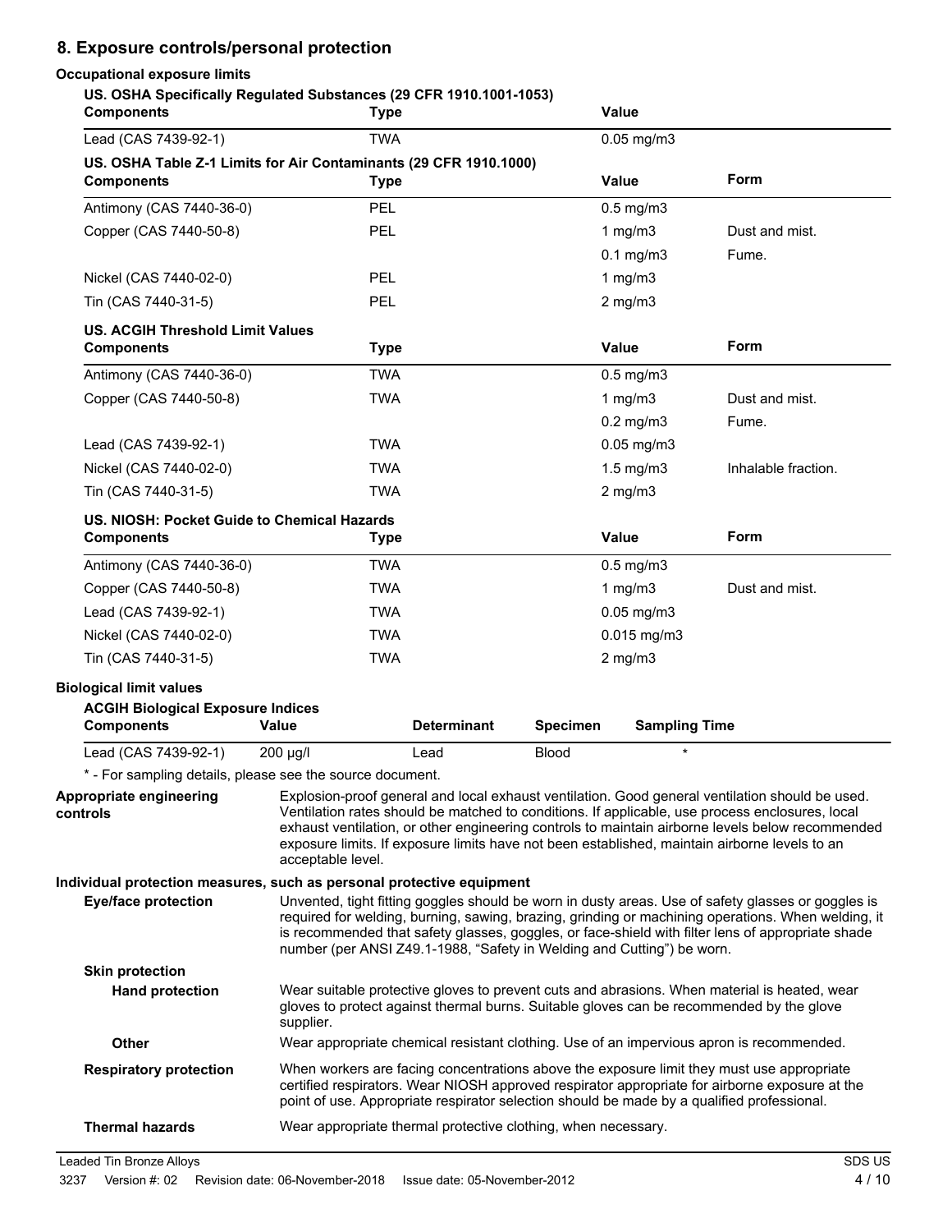## 8. Exposure controls/personal protection

**Occupational exposure limits**

**US. OSHA Specifically Regulated Substances (29 CFR 1910.1001-1053)**

| Components | Type | Value |
|---|---|---|
| Lead (CAS 7439-92-1) | TWA | 0.05 mg/m3 |

**US. OSHA Table Z-1 Limits for Air Contaminants (29 CFR 1910.1000)**

| Components | Type | Value | Form |
|---|---|---|---|
| Antimony (CAS 7440-36-0) | PEL | 0.5 mg/m3 | |
| Copper (CAS 7440-50-8) | PEL | 1 mg/m3 | Dust and mist. |
| | | 0.1 mg/m3 | Fume. |
| Nickel (CAS 7440-02-0) | PEL | 1 mg/m3 | |
| Tin (CAS 7440-31-5) | PEL | 2 mg/m3 | |

**US. ACGIH Threshold Limit Values**

| Components | Type | Value | Form |
|---|---|---|---|
| Antimony (CAS 7440-36-0) | TWA | 0.5 mg/m3 | |
| Copper (CAS 7440-50-8) | TWA | 1 mg/m3 | Dust and mist. |
| | | 0.2 mg/m3 | Fume. |
| Lead (CAS 7439-92-1) | TWA | 0.05 mg/m3 | |
| Nickel (CAS 7440-02-0) | TWA | 1.5 mg/m3 | Inhalable fraction. |
| Tin (CAS 7440-31-5) | TWA | 2 mg/m3 | |

**US. NIOSH: Pocket Guide to Chemical Hazards**

| Components | Type | Value | Form |
|---|---|---|---|
| Antimony (CAS 7440-36-0) | TWA | 0.5 mg/m3 | |
| Copper (CAS 7440-50-8) | TWA | 1 mg/m3 | Dust and mist. |
| Lead (CAS 7439-92-1) | TWA | 0.05 mg/m3 | |
| Nickel (CAS 7440-02-0) | TWA | 0.015 mg/m3 | |
| Tin (CAS 7440-31-5) | TWA | 2 mg/m3 | |

**Biological limit values**

**ACGIH Biological Exposure Indices**

| Components | Value | Determinant | Specimen | Sampling Time |
|---|---|---|---|---|
| Lead (CAS 7439-92-1) | 200 µg/l | Lead | Blood | * |

* - For sampling details, please see the source document.

**Appropriate engineering controls**

Explosion-proof general and local exhaust ventilation. Good general ventilation should be used. Ventilation rates should be matched to conditions. If applicable, use process enclosures, local exhaust ventilation, or other engineering controls to maintain airborne levels below recommended exposure limits. If exposure limits have not been established, maintain airborne levels to an acceptable level.

**Individual protection measures, such as personal protective equipment**

**Eye/face protection**

Unvented, tight fitting goggles should be worn in dusty areas. Use of safety glasses or goggles is required for welding, burning, sawing, brazing, grinding or machining operations. When welding, it is recommended that safety glasses, goggles, or face-shield with filter lens of appropriate shade number (per ANSI Z49.1-1988, "Safety in Welding and Cutting") be worn.

**Skin protection**

**Hand protection**

Wear suitable protective gloves to prevent cuts and abrasions. When material is heated, wear gloves to protect against thermal burns. Suitable gloves can be recommended by the glove supplier.

**Other**

Wear appropriate chemical resistant clothing. Use of an impervious apron is recommended.

**Respiratory protection**

When workers are facing concentrations above the exposure limit they must use appropriate certified respirators. Wear NIOSH approved respirator appropriate for airborne exposure at the point of use. Appropriate respirator selection should be made by a qualified professional.

**Thermal hazards**

Wear appropriate thermal protective clothing, when necessary.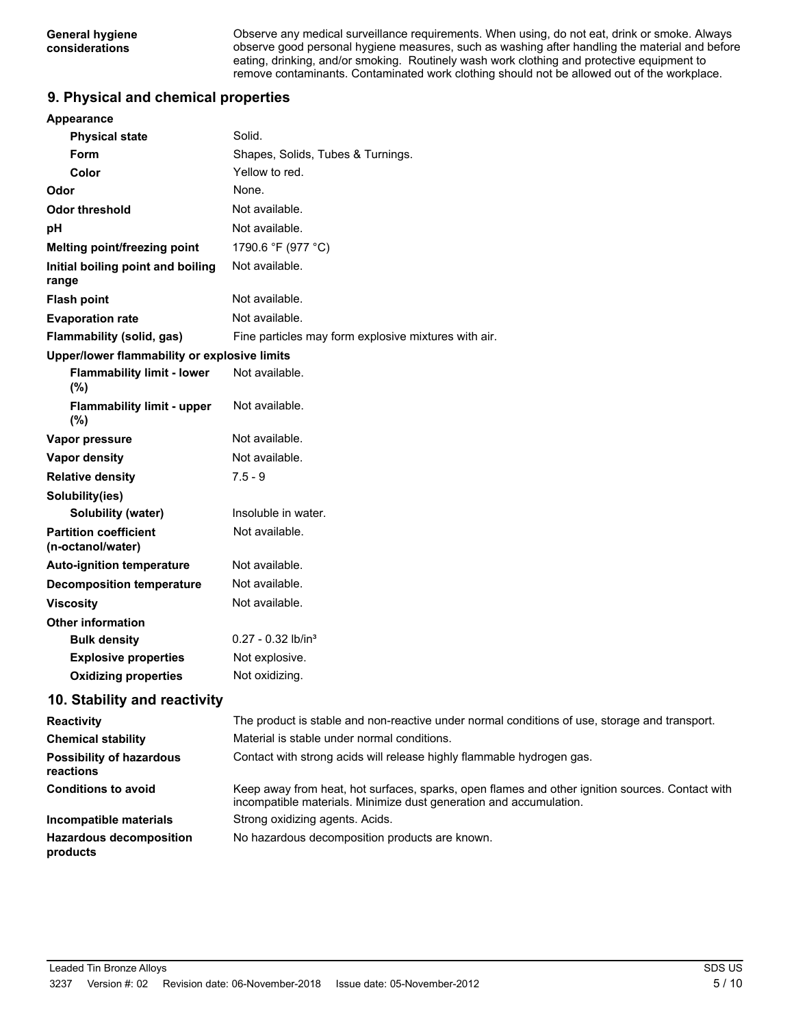| | |
|---|---|
| **General hygiene considerations** | Observe any medical surveillance requirements. When using, do not eat, drink or smoke. Always observe good personal hygiene measures, such as washing after handling the material and before eating, drinking, and/or smoking. Routinely wash work clothing and protective equipment to remove contaminants. Contaminated work clothing should not be allowed out of the workplace. |

## 9. Physical and chemical properties

| | |
|---|---|
| **Appearance** | |
| **Physical state** | Solid. |
| **Form** | Shapes, Solids, Tubes & Turnings. |
| **Color** | Yellow to red. |
| **Odor** | None. |
| **Odor threshold** | Not available. |
| **pH** | Not available. |
| **Melting point/freezing point** | 1790.6 °F (977 °C) |
| **Initial boiling point and boiling range** | Not available. |
| **Flash point** | Not available. |
| **Evaporation rate** | Not available. |
| **Flammability (solid, gas)** | Fine particles may form explosive mixtures with air. |
| **Upper/lower flammability or explosive limits** | |
| **Flammability limit - lower (%)** | Not available. |
| **Flammability limit - upper (%)** | Not available. |
| **Vapor pressure** | Not available. |
| **Vapor density** | Not available. |
| **Relative density** | 7.5 - 9 |
| **Solubility(ies)** | |
| **Solubility (water)** | Insoluble in water. |
| **Partition coefficient (n-octanol/water)** | Not available. |
| **Auto-ignition temperature** | Not available. |
| **Decomposition temperature** | Not available. |
| **Viscosity** | Not available. |
| **Other information** | |
| **Bulk density** | 0.27 - 0.32 $lb/in^3$ |
| **Explosive properties** | Not explosive. |
| **Oxidizing properties** | Not oxidizing. |

## 10. Stability and reactivity

| | |
|---|---|
| **Reactivity** | The product is stable and non-reactive under normal conditions of use, storage and transport. |
| **Chemical stability** | Material is stable under normal conditions. |
| **Possibility of hazardous reactions** | Contact with strong acids will release highly flammable hydrogen gas. |
| **Conditions to avoid** | Keep away from heat, hot surfaces, sparks, open flames and other ignition sources. Contact with incompatible materials. Minimize dust generation and accumulation. |
| **Incompatible materials** | Strong oxidizing agents. Acids. |
| **Hazardous decomposition products** | No hazardous decomposition products are known. |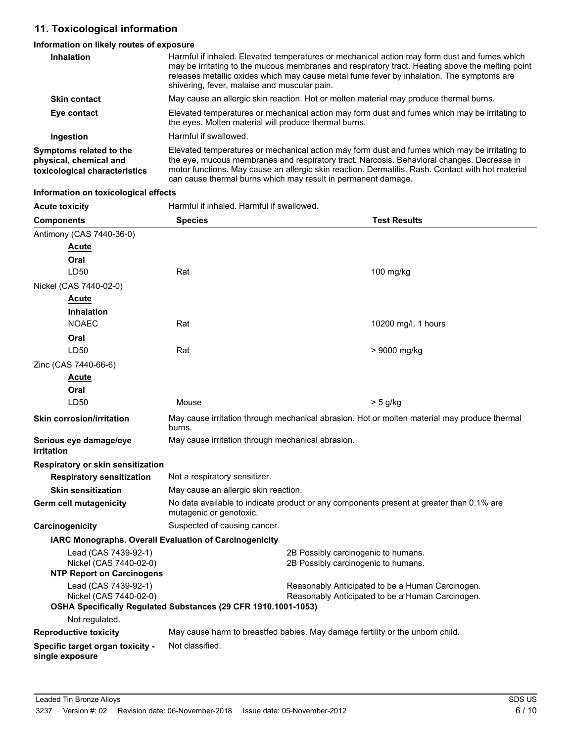## 11. Toxicological information

### Information on likely routes of exposure

**Inhalation**

Harmful if inhaled. Elevated temperatures or mechanical action may form dust and fumes which may be irritating to the mucous membranes and respiratory tract. Heating above the melting point releases metallic oxides which may cause metal fume fever by inhalation. The symptoms are shivering, fever, malaise and muscular pain.

**Skin contact**

May cause an allergic skin reaction. Hot or molten material may produce thermal burns.

**Eye contact**

Elevated temperatures or mechanical action may form dust and fumes which may be irritating to the eyes. Molten material will produce thermal burns.

**Ingestion**

Harmful if swallowed.

**Symptoms related to the physical, chemical and toxicological characteristics**

Elevated temperatures or mechanical action may form dust and fumes which may be irritating to the eye, mucous membranes and respiratory tract. Narcosis. Behavioral changes. Decrease in motor functions. May cause an allergic skin reaction. Dermatitis. Rash. Contact with hot material can cause thermal burns which may result in permanent damage.

### Information on toxicological effects

**Acute toxicity**

Harmful if inhaled. Harmful if swallowed.

| Components | Species | Test Results |
|---|---|---|
| Antimony (CAS 7440-36-0) | | |
| **Acute** | | |
| **Oral** | | |
| LD50 | Rat | 100 mg/kg |
| Nickel (CAS 7440-02-0) | | |
| **Acute** | | |
| **Inhalation** | | |
| NOAEC | Rat | 10200 mg/l, 1 hours |
| **Oral** | | |
| LD50 | Rat | > 9000 mg/kg |
| Zinc (CAS 7440-66-6) | | |
| **Acute** | | |
| **Oral** | | |
| LD50 | Mouse | > 5 g/kg |

**Skin corrosion/irritation**

May cause irritation through mechanical abrasion. Hot or molten material may produce thermal burns.

**Serious eye damage/eye irritation**

May cause irritation through mechanical abrasion.

**Respiratory or skin sensitization**

**Respiratory sensitization**

Not a respiratory sensitizer.

**Skin sensitization**

May cause an allergic skin reaction.

**Germ cell mutagenicity**

No data available to indicate product or any components present at greater than 0.1% are mutagenic or genotoxic.

**Carcinogenicity**

Suspected of causing cancer.

**IARC Monographs. Overall Evaluation of Carcinogenicity**

| | |
|---|---|
| Lead (CAS 7439-92-1) | 2B Possibly carcinogenic to humans. |
| Nickel (CAS 7440-02-0) | 2B Possibly carcinogenic to humans. |

**NTP Report on Carcinogens**

| | |
|---|---|
| Lead (CAS 7439-92-1) | Reasonably Anticipated to be a Human Carcinogen. |
| Nickel (CAS 7440-02-0) | Reasonably Anticipated to be a Human Carcinogen. |

**OSHA Specifically Regulated Substances (29 CFR 1910.1001-1053)**

Not regulated.

**Reproductive toxicity**

May cause harm to breastfed babies. May damage fertility or the unborn child.

**Specific target organ toxicity - single exposure**

Not classified.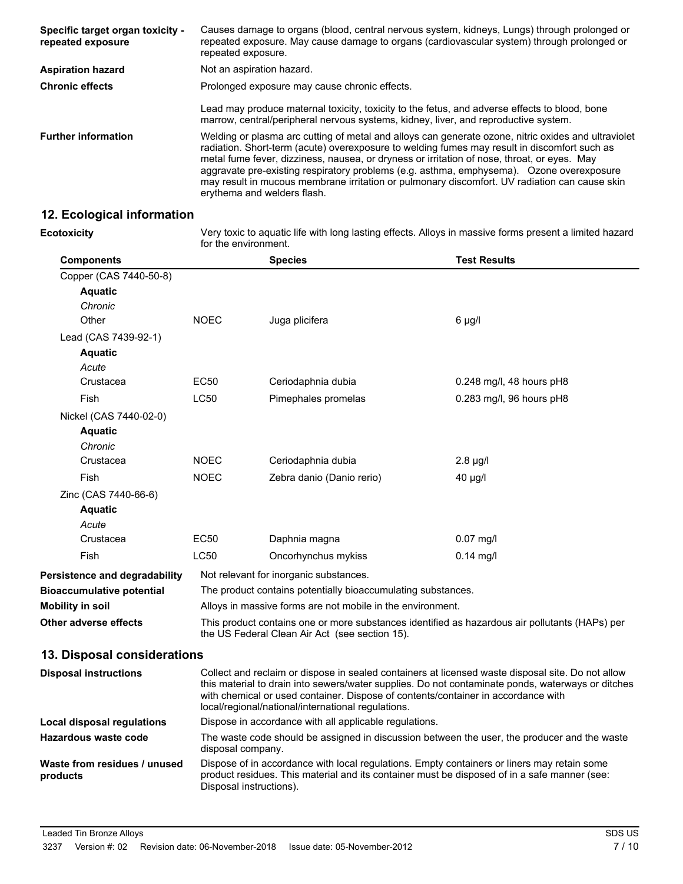| | |
|---|---|
| **Specific target organ toxicity - repeated exposure** | Causes damage to organs (blood, central nervous system, kidneys, Lungs) through prolonged or repeated exposure. May cause damage to organs (cardiovascular system) through prolonged or repeated exposure. |
| **Aspiration hazard** | Not an aspiration hazard. |
| **Chronic effects** | Prolonged exposure may cause chronic effects. |
| | Lead may produce maternal toxicity, toxicity to the fetus, and adverse effects to blood, bone marrow, central/peripheral nervous systems, kidney, liver, and reproductive system. |
| **Further information** | Welding or plasma arc cutting of metal and alloys can generate ozone, nitric oxides and ultraviolet radiation. Short-term (acute) overexposure to welding fumes may result in discomfort such as metal fume fever, dizziness, nausea, or dryness or irritation of nose, throat, or eyes. May aggravate pre-existing respiratory problems (e.g. asthma, emphysema). Ozone overexposure may result in mucous membrane irritation or pulmonary discomfort. UV radiation can cause skin erythema and welders flash. |

## 12. Ecological information

**Ecotoxicity** Very toxic to aquatic life with long lasting effects. Alloys in massive forms present a limited hazard for the environment.

| Components | | Species | Test Results |
|---|---|---|---|
| Copper (CAS 7440-50-8) | | | |
| **Aquatic** | | | |
| *Chronic* | | | |
| Other | NOEC | Juga plicifera | 6 µg/l |
| Lead (CAS 7439-92-1) | | | |
| **Aquatic** | | | |
| *Acute* | | | |
| Crustacea | EC50 | Ceriodaphnia dubia | 0.248 mg/l, 48 hours pH8 |
| Fish | LC50 | Pimephales promelas | 0.283 mg/l, 96 hours pH8 |
| Nickel (CAS 7440-02-0) | | | |
| **Aquatic** | | | |
| *Chronic* | | | |
| Crustacea | NOEC | Ceriodaphnia dubia | 2.8 µg/l |
| Fish | NOEC | Zebra danio (Danio rerio) | 40 µg/l |
| Zinc (CAS 7440-66-6) | | | |
| **Aquatic** | | | |
| *Acute* | | | |
| Crustacea | EC50 | Daphnia magna | 0.07 mg/l |
| Fish | LC50 | Oncorhynchus mykiss | 0.14 mg/l |

| | |
|---|---|
| **Persistence and degradability** | Not relevant for inorganic substances. |
| **Bioaccumulative potential** | The product contains potentially bioaccumulating substances. |
| **Mobility in soil** | Alloys in massive forms are not mobile in the environment. |
| **Other adverse effects** | This product contains one or more substances identified as hazardous air pollutants (HAPs) per the US Federal Clean Air Act (see section 15). |

## 13. Disposal considerations

| | |
|---|---|
| **Disposal instructions** | Collect and reclaim or dispose in sealed containers at licensed waste disposal site. Do not allow this material to drain into sewers/water supplies. Do not contaminate ponds, waterways or ditches with chemical or used container. Dispose of contents/container in accordance with local/regional/national/international regulations. |
| **Local disposal regulations** | Dispose in accordance with all applicable regulations. |
| **Hazardous waste code** | The waste code should be assigned in discussion between the user, the producer and the waste disposal company. |
| **Waste from residues / unused products** | Dispose of in accordance with local regulations. Empty containers or liners may retain some product residues. This material and its container must be disposed of in a safe manner (see: Disposal instructions). |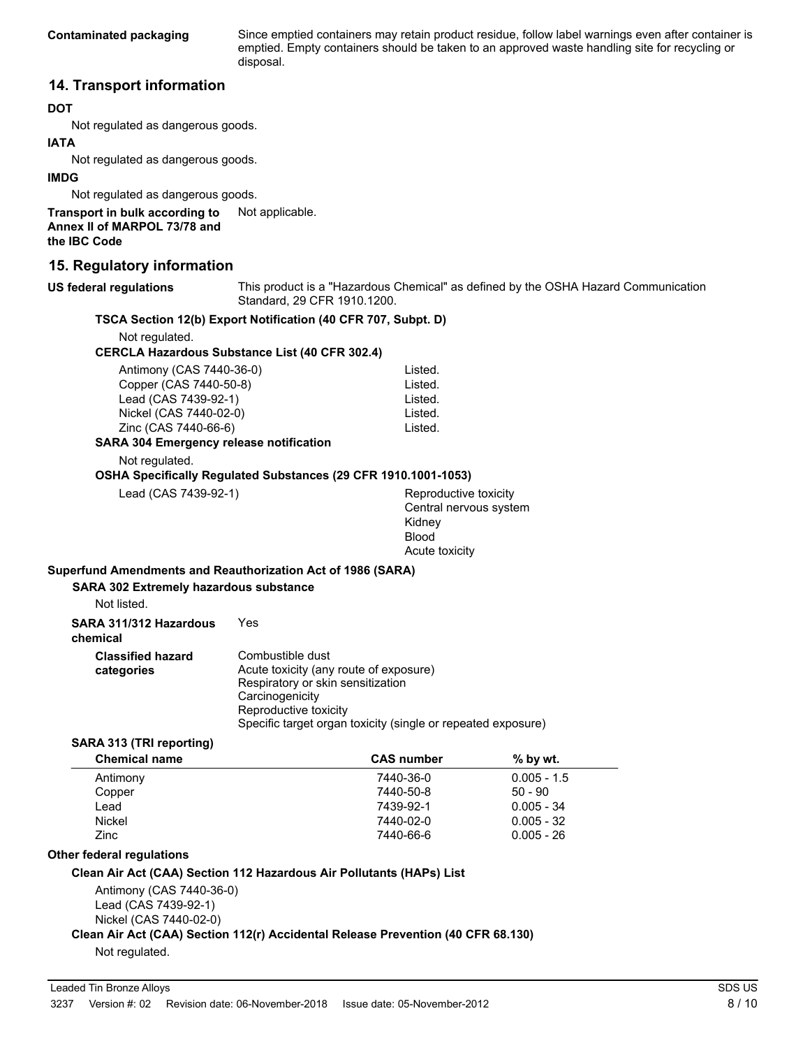**Contaminated packaging** Since emptied containers may retain product residue, follow label warnings even after container is emptied. Empty containers should be taken to an approved waste handling site for recycling or disposal.

## 14. Transport information

**DOT**

Not regulated as dangerous goods.

**IATA**

Not regulated as dangerous goods.

**IMDG**

Not regulated as dangerous goods.

**Transport in bulk according to Annex II of MARPOL 73/78 and the IBC Code** Not applicable.

## 15. Regulatory information

**US federal regulations** This product is a "Hazardous Chemical" as defined by the OSHA Hazard Communication Standard, 29 CFR 1910.1200.

**TSCA Section 12(b) Export Notification (40 CFR 707, Subpt. D)**

Not regulated.

**CERCLA Hazardous Substance List (40 CFR 302.4)**

| | |
|---|---|
| Antimony (CAS 7440-36-0) | Listed. |
| Copper (CAS 7440-50-8) | Listed. |
| Lead (CAS 7439-92-1) | Listed. |
| Nickel (CAS 7440-02-0) | Listed. |
| Zinc (CAS 7440-66-6) | Listed. |

**SARA 304 Emergency release notification**

Not regulated.

**OSHA Specifically Regulated Substances (29 CFR 1910.1001-1053)**

Lead (CAS 7439-92-1)
- Reproductive toxicity
- Central nervous system
- Kidney
- Blood
- Acute toxicity

**Superfund Amendments and Reauthorization Act of 1986 (SARA)**

**SARA 302 Extremely hazardous substance**

Not listed.

**SARA 311/312 Hazardous chemical** Yes

**Classified hazard categories**
- Combustible dust
- Acute toxicity (any route of exposure)
- Respiratory or skin sensitization
- Carcinogenicity
- Reproductive toxicity
- Specific target organ toxicity (single or repeated exposure)

**SARA 313 (TRI reporting)**

| Chemical name | CAS number | % by wt. |
|---|---|---|
| Antimony | 7440-36-0 | 0.005 - 1.5 |
| Copper | 7440-50-8 | 50 - 90 |
| Lead | 7439-92-1 | 0.005 - 34 |
| Nickel | 7440-02-0 | 0.005 - 32 |
| Zinc | 7440-66-6 | 0.005 - 26 |

**Other federal regulations**

**Clean Air Act (CAA) Section 112 Hazardous Air Pollutants (HAPs) List**

Antimony (CAS 7440-36-0)
Lead (CAS 7439-92-1)
Nickel (CAS 7440-02-0)

**Clean Air Act (CAA) Section 112(r) Accidental Release Prevention (40 CFR 68.130)**

Not regulated.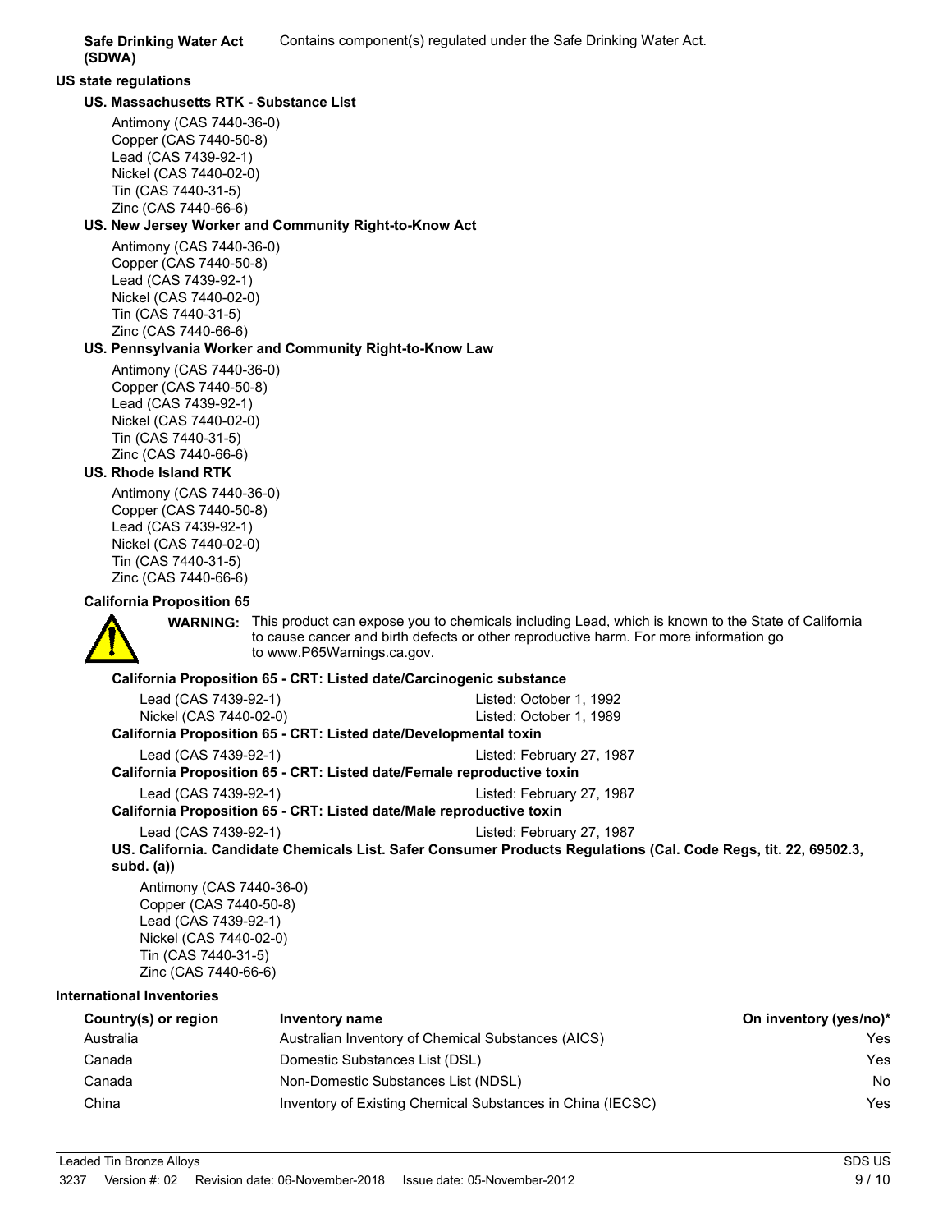**Safe Drinking Water Act (SDWA)** Contains component(s) regulated under the Safe Drinking Water Act.

**US state regulations**

**US. Massachusetts RTK - Substance List**

Antimony (CAS 7440-36-0)
Copper (CAS 7440-50-8)
Lead (CAS 7439-92-1)
Nickel (CAS 7440-02-0)
Tin (CAS 7440-31-5)
Zinc (CAS 7440-66-6)

**US. New Jersey Worker and Community Right-to-Know Act**

Antimony (CAS 7440-36-0)
Copper (CAS 7440-50-8)
Lead (CAS 7439-92-1)
Nickel (CAS 7440-02-0)
Tin (CAS 7440-31-5)
Zinc (CAS 7440-66-6)

**US. Pennsylvania Worker and Community Right-to-Know Law**

Antimony (CAS 7440-36-0)
Copper (CAS 7440-50-8)
Lead (CAS 7439-92-1)
Nickel (CAS 7440-02-0)
Tin (CAS 7440-31-5)
Zinc (CAS 7440-66-6)

**US. Rhode Island RTK**

Antimony (CAS 7440-36-0)
Copper (CAS 7440-50-8)
Lead (CAS 7439-92-1)
Nickel (CAS 7440-02-0)
Tin (CAS 7440-31-5)
Zinc (CAS 7440-66-6)

**California Proposition 65**

**WARNING:** This product can expose you to chemicals including Lead, which is known to the State of California to cause cancer and birth defects or other reproductive harm. For more information go to www.P65Warnings.ca.gov.

**California Proposition 65 - CRT: Listed date/Carcinogenic substance**

| | |
|---|---|
| Lead (CAS 7439-92-1) | Listed: October 1, 1992 |
| Nickel (CAS 7440-02-0) | Listed: October 1, 1989 |

**California Proposition 65 - CRT: Listed date/Developmental toxin**

| | |
|---|---|
| Lead (CAS 7439-92-1) | Listed: February 27, 1987 |

**California Proposition 65 - CRT: Listed date/Female reproductive toxin**

| | |
|---|---|
| Lead (CAS 7439-92-1) | Listed: February 27, 1987 |

**California Proposition 65 - CRT: Listed date/Male reproductive toxin**

| | |
|---|---|
| Lead (CAS 7439-92-1) | Listed: February 27, 1987 |

**US. California. Candidate Chemicals List. Safer Consumer Products Regulations (Cal. Code Regs, tit. 22, 69502.3, subd. (a))**

Antimony (CAS 7440-36-0)
Copper (CAS 7440-50-8)
Lead (CAS 7439-92-1)
Nickel (CAS 7440-02-0)
Tin (CAS 7440-31-5)
Zinc (CAS 7440-66-6)

**International Inventories**

| Country(s) or region | Inventory name | On inventory (yes/no)* |
|---|---|---|
| Australia | Australian Inventory of Chemical Substances (AICS) | Yes |
| Canada | Domestic Substances List (DSL) | Yes |
| Canada | Non-Domestic Substances List (NDSL) | No |
| China | Inventory of Existing Chemical Substances in China (IECSC) | Yes |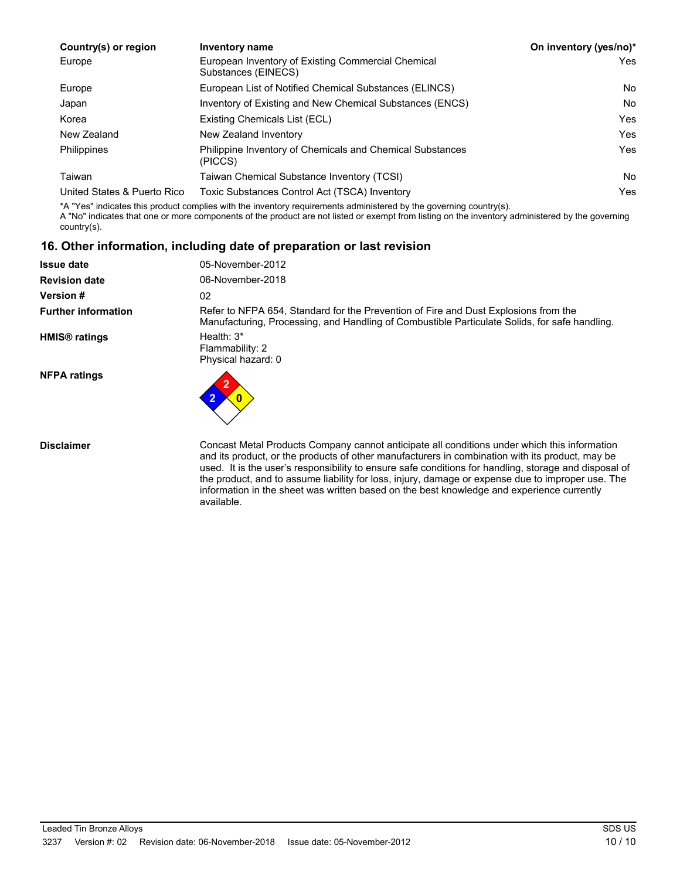| Country(s) or region | Inventory name | On inventory (yes/no)* |
| --- | --- | --- |
| Europe | European Inventory of Existing Commercial Chemical Substances (EINECS) | Yes |
| Europe | European List of Notified Chemical Substances (ELINCS) | No |
| Japan | Inventory of Existing and New Chemical Substances (ENCS) | No |
| Korea | Existing Chemicals List (ECL) | Yes |
| New Zealand | New Zealand Inventory | Yes |
| Philippines | Philippine Inventory of Chemicals and Chemical Substances (PICCS) | Yes |
| Taiwan | Taiwan Chemical Substance Inventory (TCSI) | No |
| United States & Puerto Rico | Toxic Substances Control Act (TSCA) Inventory | Yes |

*A "Yes" indicates this product complies with the inventory requirements administered by the governing country(s).
A "No" indicates that one or more components of the product are not listed or exempt from listing on the inventory administered by the governing country(s).

## 16. Other information, including date of preparation or last revision

**Issue date** 05-November-2012

**Revision date** 06-November-2018

**Version #** 02

**Further information** Refer to NFPA 654, Standard for the Prevention of Fire and Dust Explosions from the Manufacturing, Processing, and Handling of Combustible Particulate Solids, for safe handling.

**HMIS® ratings**
Health: 3*
Flammability: 2
Physical hazard: 0

**NFPA ratings**
2
2 0

**Disclaimer** Concast Metal Products Company cannot anticipate all conditions under which this information and its product, or the products of other manufacturers in combination with its product, may be used. It is the user's responsibility to ensure safe conditions for handling, storage and disposal of the product, and to assume liability for loss, injury, damage or expense due to improper use. The information in the sheet was written based on the best knowledge and experience currently available.